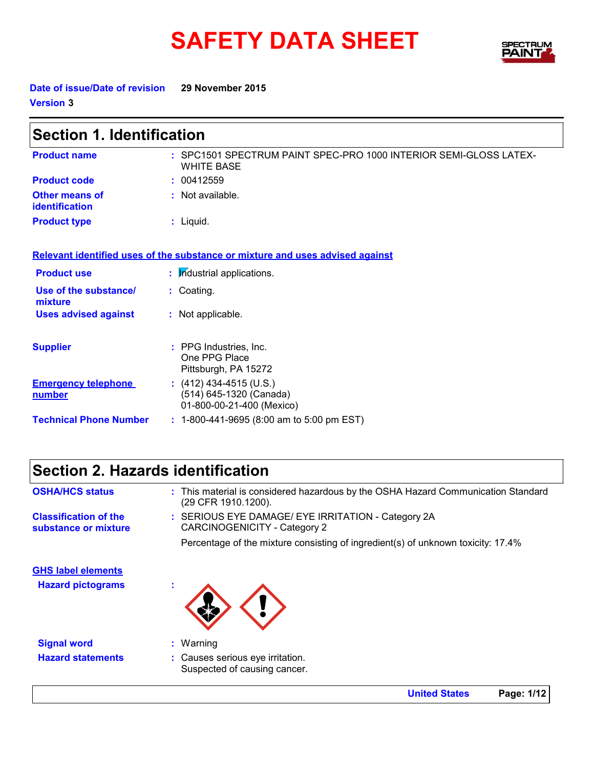# SAFETY DATA SHEET

**Date of issue/Date of revision** 29 November 2015

**Version** 3

## Section 1. Identification

**Product name** : SPC1501 SPECTRUM PAINT SPEC-PRO 1000 INTERIOR SEMI-GLOSS LATEX-WHITE BASE

**Product code** : 00412559

**Other means of identification** : Not available.

**Product type** : Liquid.

**Relevant identified uses of the substance or mixture and uses advised against**

**Product use** : Industrial applications.

**Use of the substance/ mixture** : Coating.

**Uses advised against** : Not applicable.

**Supplier** : PPG Industries, Inc.
One PPG Place
Pittsburgh, PA 15272

**Emergency telephone number** : (412) 434-4515 (U.S.)
(514) 645-1320 (Canada)
01-800-00-21-400 (Mexico)

**Technical Phone Number** : 1-800-441-9695 (8:00 am to 5:00 pm EST)

## Section 2. Hazards identification

**OSHA/HCS status** : This material is considered hazardous by the OSHA Hazard Communication Standard (29 CFR 1910.1200).

**Classification of the substance or mixture** : SERIOUS EYE DAMAGE/ EYE IRRITATION - Category 2A
CARCINOGENICITY - Category 2

Percentage of the mixture consisting of ingredient(s) of unknown toxicity: 17.4%

**GHS label elements**

**Hazard pictograms** :

**Signal word** : Warning

**Hazard statements** : Causes serious eye irritation.
Suspected of causing cancer.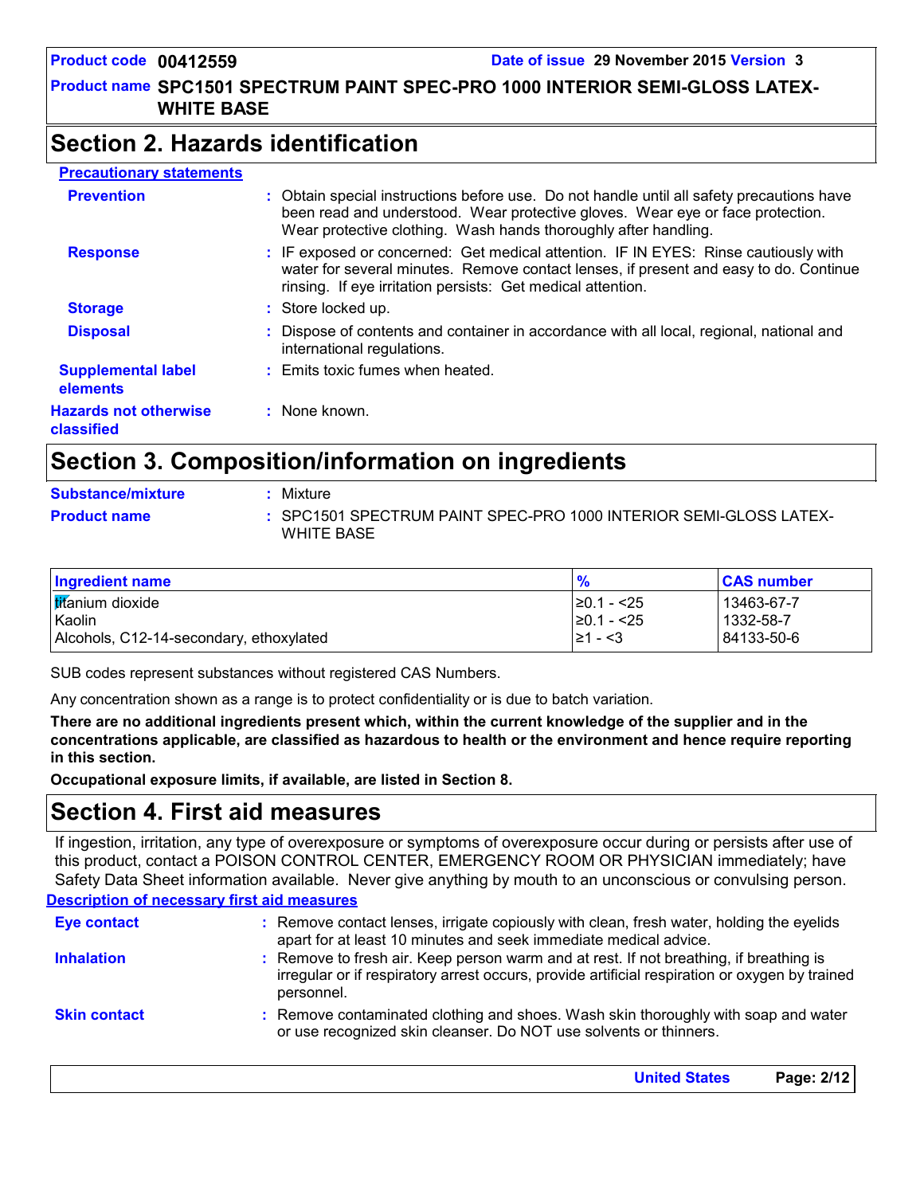## Section 2. Hazards identification

**Precautionary statements**

**Prevention** : Obtain special instructions before use. Do not handle until all safety precautions have been read and understood. Wear protective gloves. Wear eye or face protection. Wear protective clothing. Wash hands thoroughly after handling.

**Response** : IF exposed or concerned: Get medical attention. IF IN EYES: Rinse cautiously with water for several minutes. Remove contact lenses, if present and easy to do. Continue rinsing. If eye irritation persists: Get medical attention.

**Storage** : Store locked up.

**Disposal** : Dispose of contents and container in accordance with all local, regional, national and international regulations.

**Supplemental label elements** : Emits toxic fumes when heated.

**Hazards not otherwise classified** : None known.

## Section 3. Composition/information on ingredients

**Substance/mixture** : Mixture

**Product name** : SPC1501 SPECTRUM PAINT SPEC-PRO 1000 INTERIOR SEMI-GLOSS LATEX-WHITE BASE

| Ingredient name | % | CAS number |
|---|---|---|
| titanium dioxide | ≥0.1 - <25 | 13463-67-7 |
| Kaolin | ≥0.1 - <25 | 1332-58-7 |
| Alcohols, C12-14-secondary, ethoxylated | ≥1 - <3 | 84133-50-6 |

SUB codes represent substances without registered CAS Numbers.

Any concentration shown as a range is to protect confidentiality or is due to batch variation.

**There are no additional ingredients present which, within the current knowledge of the supplier and in the concentrations applicable, are classified as hazardous to health or the environment and hence require reporting in this section.**

**Occupational exposure limits, if available, are listed in Section 8.**

## Section 4. First aid measures

If ingestion, irritation, any type of overexposure or symptoms of overexposure occur during or persists after use of this product, contact a POISON CONTROL CENTER, EMERGENCY ROOM OR PHYSICIAN immediately; have Safety Data Sheet information available. Never give anything by mouth to an unconscious or convulsing person.

**Description of necessary first aid measures**

**Eye contact** : Remove contact lenses, irrigate copiously with clean, fresh water, holding the eyelids apart for at least 10 minutes and seek immediate medical advice.

**Inhalation** : Remove to fresh air. Keep person warm and at rest. If not breathing, if breathing is irregular or if respiratory arrest occurs, provide artificial respiration or oxygen by trained personnel.

**Skin contact** : Remove contaminated clothing and shoes. Wash skin thoroughly with soap and water or use recognized skin cleanser. Do NOT use solvents or thinners.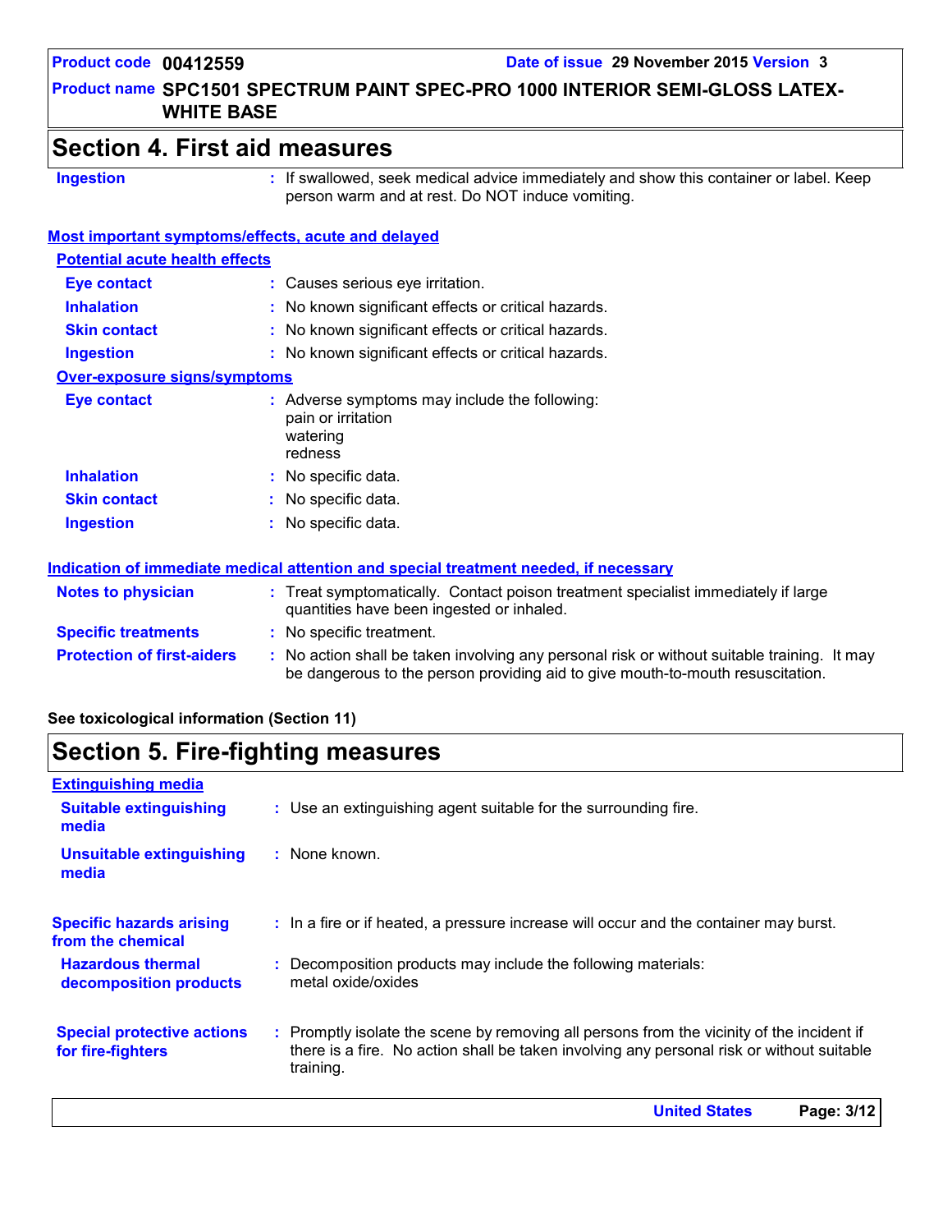## Section 4. First aid measures

**Ingestion** : If swallowed, seek medical advice immediately and show this container or label. Keep person warm and at rest. Do NOT induce vomiting.

### Most important symptoms/effects, acute and delayed

**Potential acute health effects**

**Eye contact** : Causes serious eye irritation.

**Inhalation** : No known significant effects or critical hazards.

**Skin contact** : No known significant effects or critical hazards.

**Ingestion** : No known significant effects or critical hazards.

**Over-exposure signs/symptoms**

**Eye contact** : Adverse symptoms may include the following:
pain or irritation
watering
redness

**Inhalation** : No specific data.

**Skin contact** : No specific data.

**Ingestion** : No specific data.

### Indication of immediate medical attention and special treatment needed, if necessary

**Notes to physician** : Treat symptomatically. Contact poison treatment specialist immediately if large quantities have been ingested or inhaled.

**Specific treatments** : No specific treatment.

**Protection of first-aiders** : No action shall be taken involving any personal risk or without suitable training. It may be dangerous to the person providing aid to give mouth-to-mouth resuscitation.

**See toxicological information (Section 11)**

## Section 5. Fire-fighting measures

**Extinguishing media**

**Suitable extinguishing media** : Use an extinguishing agent suitable for the surrounding fire.

**Unsuitable extinguishing media** : None known.

**Specific hazards arising from the chemical** : In a fire or if heated, a pressure increase will occur and the container may burst.

**Hazardous thermal decomposition products** : Decomposition products may include the following materials:
metal oxide/oxides

**Special protective actions for fire-fighters** : Promptly isolate the scene by removing all persons from the vicinity of the incident if there is a fire. No action shall be taken involving any personal risk or without suitable training.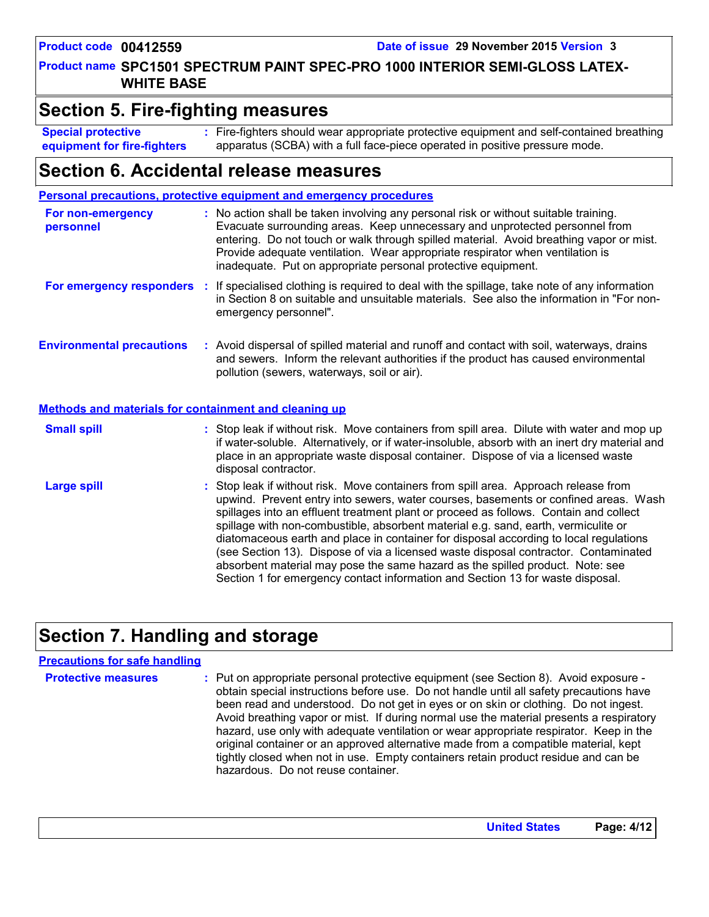## Section 5. Fire-fighting measures

**Special protective equipment for fire-fighters** : Fire-fighters should wear appropriate protective equipment and self-contained breathing apparatus (SCBA) with a full face-piece operated in positive pressure mode.

## Section 6. Accidental release measures

### Personal precautions, protective equipment and emergency procedures

**For non-emergency personnel** : No action shall be taken involving any personal risk or without suitable training. Evacuate surrounding areas. Keep unnecessary and unprotected personnel from entering. Do not touch or walk through spilled material. Avoid breathing vapor or mist. Provide adequate ventilation. Wear appropriate respirator when ventilation is inadequate. Put on appropriate personal protective equipment.

**For emergency responders** : If specialised clothing is required to deal with the spillage, take note of any information in Section 8 on suitable and unsuitable materials. See also the information in "For non-emergency personnel".

**Environmental precautions** : Avoid dispersal of spilled material and runoff and contact with soil, waterways, drains and sewers. Inform the relevant authorities if the product has caused environmental pollution (sewers, waterways, soil or air).

### Methods and materials for containment and cleaning up

**Small spill** : Stop leak if without risk. Move containers from spill area. Dilute with water and mop up if water-soluble. Alternatively, or if water-insoluble, absorb with an inert dry material and place in an appropriate waste disposal container. Dispose of via a licensed waste disposal contractor.

**Large spill** : Stop leak if without risk. Move containers from spill area. Approach release from upwind. Prevent entry into sewers, water courses, basements or confined areas. Wash spillages into an effluent treatment plant or proceed as follows. Contain and collect spillage with non-combustible, absorbent material e.g. sand, earth, vermiculite or diatomaceous earth and place in container for disposal according to local regulations (see Section 13). Dispose of via a licensed waste disposal contractor. Contaminated absorbent material may pose the same hazard as the spilled product. Note: see Section 1 for emergency contact information and Section 13 for waste disposal.

## Section 7. Handling and storage

### Precautions for safe handling

**Protective measures** : Put on appropriate personal protective equipment (see Section 8). Avoid exposure - obtain special instructions before use. Do not handle until all safety precautions have been read and understood. Do not get in eyes or on skin or clothing. Do not ingest. Avoid breathing vapor or mist. If during normal use the material presents a respiratory hazard, use only with adequate ventilation or wear appropriate respirator. Keep in the original container or an approved alternative made from a compatible material, kept tightly closed when not in use. Empty containers retain product residue and can be hazardous. Do not reuse container.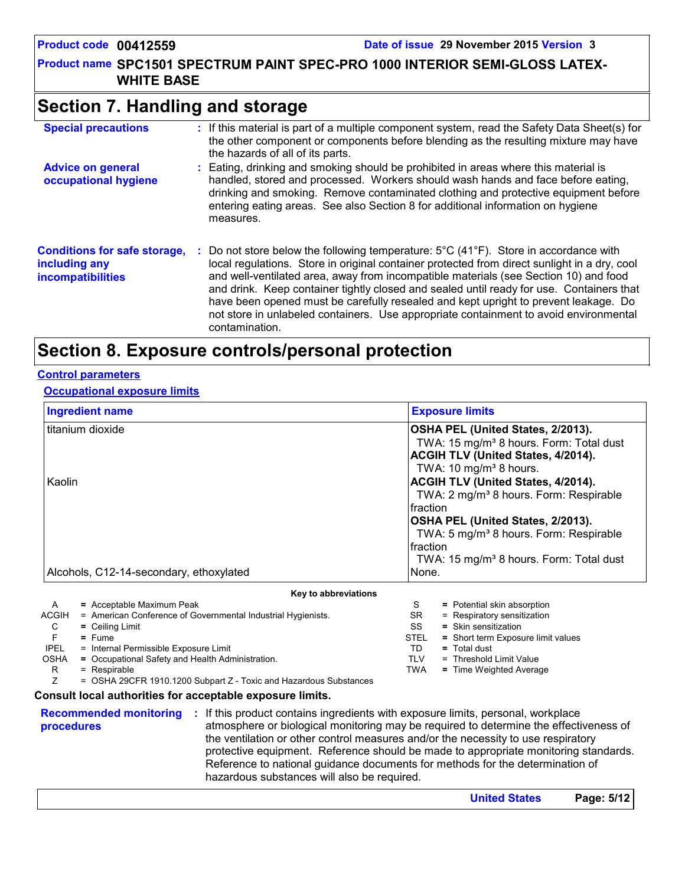## Section 7. Handling and storage

**Special precautions** : If this material is part of a multiple component system, read the Safety Data Sheet(s) for the other component or components before blending as the resulting mixture may have the hazards of all of its parts.

**Advice on general occupational hygiene** : Eating, drinking and smoking should be prohibited in areas where this material is handled, stored and processed. Workers should wash hands and face before eating, drinking and smoking. Remove contaminated clothing and protective equipment before entering eating areas. See also Section 8 for additional information on hygiene measures.

**Conditions for safe storage, including any incompatibilities** : Do not store below the following temperature: 5°C (41°F). Store in accordance with local regulations. Store in original container protected from direct sunlight in a dry, cool and well-ventilated area, away from incompatible materials (see Section 10) and food and drink. Keep container tightly closed and sealed until ready for use. Containers that have been opened must be carefully resealed and kept upright to prevent leakage. Do not store in unlabeled containers. Use appropriate containment to avoid environmental contamination.

## Section 8. Exposure controls/personal protection

### Control parameters

#### Occupational exposure limits

| Ingredient name | Exposure limits |
|---|---|
| titanium dioxide | **OSHA PEL (United States, 2/2013).**<br>TWA: 15 mg/m³ 8 hours. Form: Total dust<br>**ACGIH TLV (United States, 4/2014).**<br>TWA: 10 mg/m³ 8 hours. |
| Kaolin | **ACGIH TLV (United States, 4/2014).**<br>TWA: 2 mg/m³ 8 hours. Form: Respirable fraction<br>**OSHA PEL (United States, 2/2013).**<br>TWA: 5 mg/m³ 8 hours. Form: Respirable fraction<br>TWA: 15 mg/m³ 8 hours. Form: Total dust |
| Alcohols, C12-14-secondary, ethoxylated | None. |

**Key to abbreviations**

| | | | |
|---|---|---|---|
| A | = Acceptable Maximum Peak | S | = Potential skin absorption |
| ACGIH | = American Conference of Governmental Industrial Hygienists. | SR | = Respiratory sensitization |
| C | = Ceiling Limit | SS | = Skin sensitization |
| F | = Fume | STEL | = Short term Exposure limit values |
| IPEL | = Internal Permissible Exposure Limit | TD | = Total dust |
| OSHA | = Occupational Safety and Health Administration. | TLV | = Threshold Limit Value |
| R | = Respirable | TWA | = Time Weighted Average |
| Z | = OSHA 29CFR 1910.1200 Subpart Z - Toxic and Hazardous Substances | | |

**Consult local authorities for acceptable exposure limits.**

**Recommended monitoring procedures** : If this product contains ingredients with exposure limits, personal, workplace atmosphere or biological monitoring may be required to determine the effectiveness of the ventilation or other control measures and/or the necessity to use respiratory protective equipment. Reference should be made to appropriate monitoring standards. Reference to national guidance documents for methods for the determination of hazardous substances will also be required.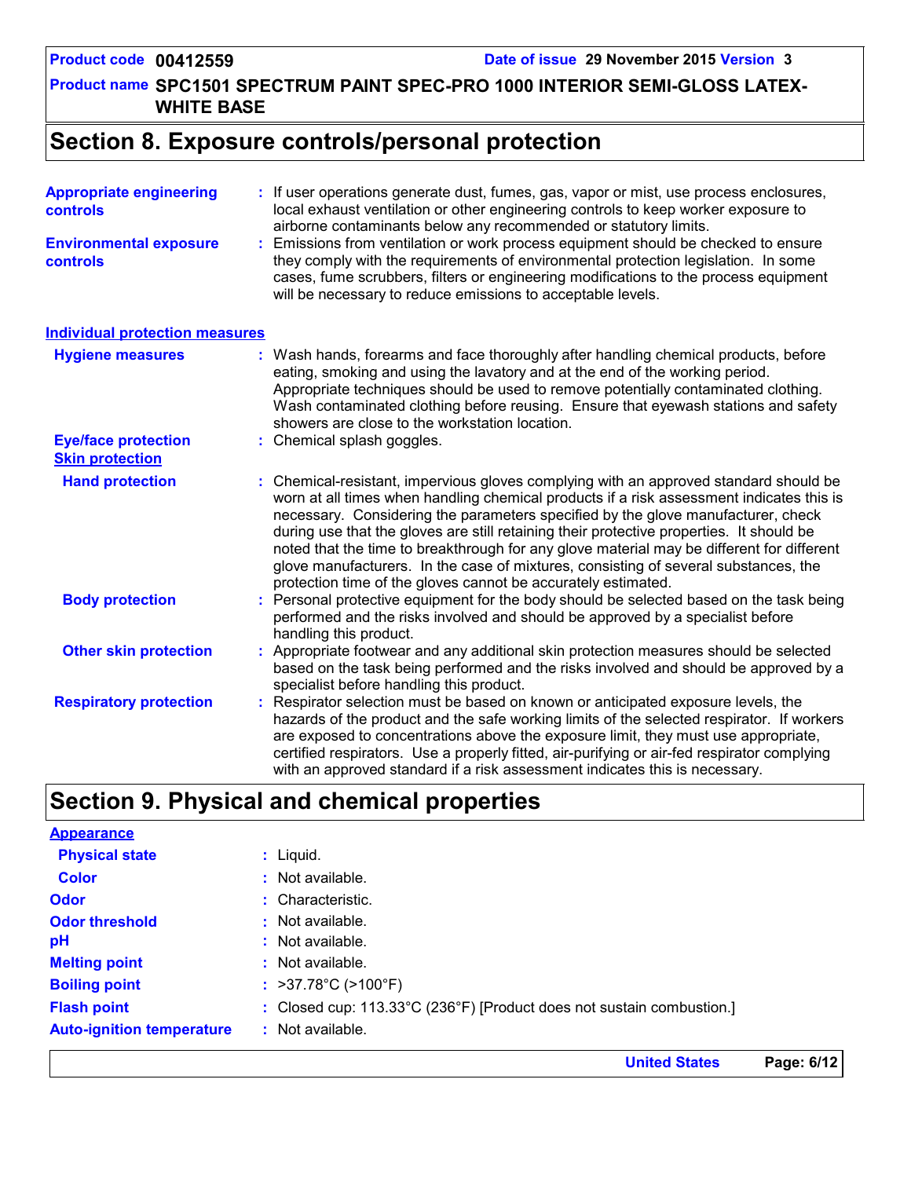## Section 8. Exposure controls/personal protection

**Appropriate engineering controls** : If user operations generate dust, fumes, gas, vapor or mist, use process enclosures, local exhaust ventilation or other engineering controls to keep worker exposure to airborne contaminants below any recommended or statutory limits.

**Environmental exposure controls** : Emissions from ventilation or work process equipment should be checked to ensure they comply with the requirements of environmental protection legislation. In some cases, fume scrubbers, filters or engineering modifications to the process equipment will be necessary to reduce emissions to acceptable levels.

### Individual protection measures

**Hygiene measures** : Wash hands, forearms and face thoroughly after handling chemical products, before eating, smoking and using the lavatory and at the end of the working period. Appropriate techniques should be used to remove potentially contaminated clothing. Wash contaminated clothing before reusing. Ensure that eyewash stations and safety showers are close to the workstation location.

**Eye/face protection** : Chemical splash goggles.

**Skin protection**

**Hand protection** : Chemical-resistant, impervious gloves complying with an approved standard should be worn at all times when handling chemical products if a risk assessment indicates this is necessary. Considering the parameters specified by the glove manufacturer, check during use that the gloves are still retaining their protective properties. It should be noted that the time to breakthrough for any glove material may be different for different glove manufacturers. In the case of mixtures, consisting of several substances, the protection time of the gloves cannot be accurately estimated.

**Body protection** : Personal protective equipment for the body should be selected based on the task being performed and the risks involved and should be approved by a specialist before handling this product.

**Other skin protection** : Appropriate footwear and any additional skin protection measures should be selected based on the task being performed and the risks involved and should be approved by a specialist before handling this product.

**Respiratory protection** : Respirator selection must be based on known or anticipated exposure levels, the hazards of the product and the safe working limits of the selected respirator. If workers are exposed to concentrations above the exposure limit, they must use appropriate, certified respirators. Use a properly fitted, air-purifying or air-fed respirator complying with an approved standard if a risk assessment indicates this is necessary.

## Section 9. Physical and chemical properties

### Appearance

**Physical state** : Liquid.

**Color** : Not available.

**Odor** : Characteristic.

**Odor threshold** : Not available.

**pH** : Not available.

**Melting point** : Not available.

**Boiling point** : >37.78°C (>100°F)

**Flash point** : Closed cup: 113.33°C (236°F) [Product does not sustain combustion.]

**Auto-ignition temperature** : Not available.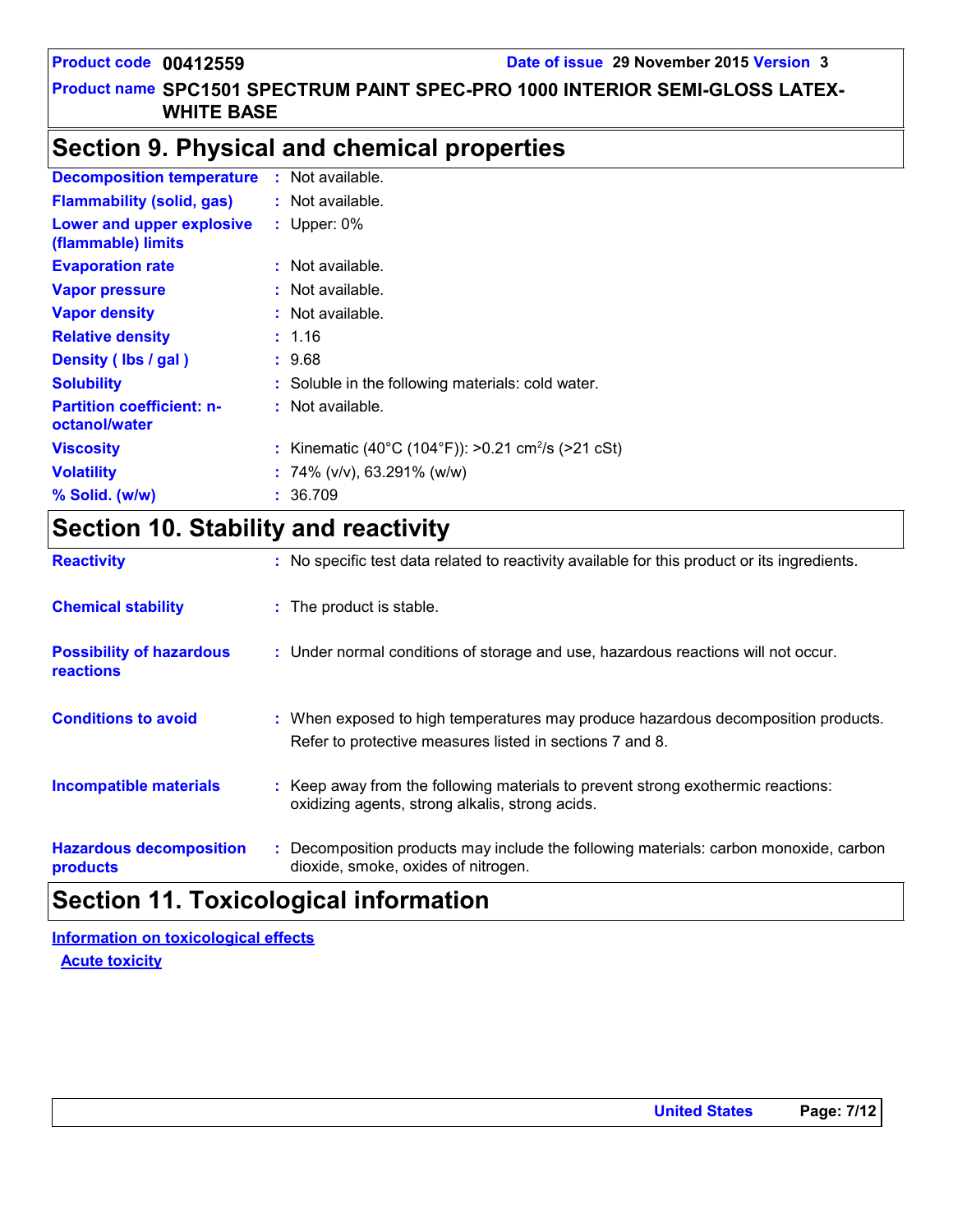## Section 9. Physical and chemical properties

| | |
|---|---|
| **Decomposition temperature** | : Not available. |
| **Flammability (solid, gas)** | : Not available. |
| **Lower and upper explosive (flammable) limits** | : Upper: 0% |
| **Evaporation rate** | : Not available. |
| **Vapor pressure** | : Not available. |
| **Vapor density** | : Not available. |
| **Relative density** | : 1.16 |
| **Density ( lbs / gal )** | : 9.68 |
| **Solubility** | : Soluble in the following materials: cold water. |
| **Partition coefficient: n-octanol/water** | : Not available. |
| **Viscosity** | : Kinematic (40°C (104°F)): >0.21 $cm^2/s$ (>21 cSt) |
| **Volatility** | : 74% (v/v), 63.291% (w/w) |
| **% Solid. (w/w)** | : 36.709 |

## Section 10. Stability and reactivity

| | |
|---|---|
| **Reactivity** | : No specific test data related to reactivity available for this product or its ingredients. |
| **Chemical stability** | : The product is stable. |
| **Possibility of hazardous reactions** | : Under normal conditions of storage and use, hazardous reactions will not occur. |
| **Conditions to avoid** | : When exposed to high temperatures may produce hazardous decomposition products. Refer to protective measures listed in sections 7 and 8. |
| **Incompatible materials** | : Keep away from the following materials to prevent strong exothermic reactions: oxidizing agents, strong alkalis, strong acids. |
| **Hazardous decomposition products** | : Decomposition products may include the following materials: carbon monoxide, carbon dioxide, smoke, oxides of nitrogen. |

## Section 11. Toxicological information

**Information on toxicological effects**

**Acute toxicity**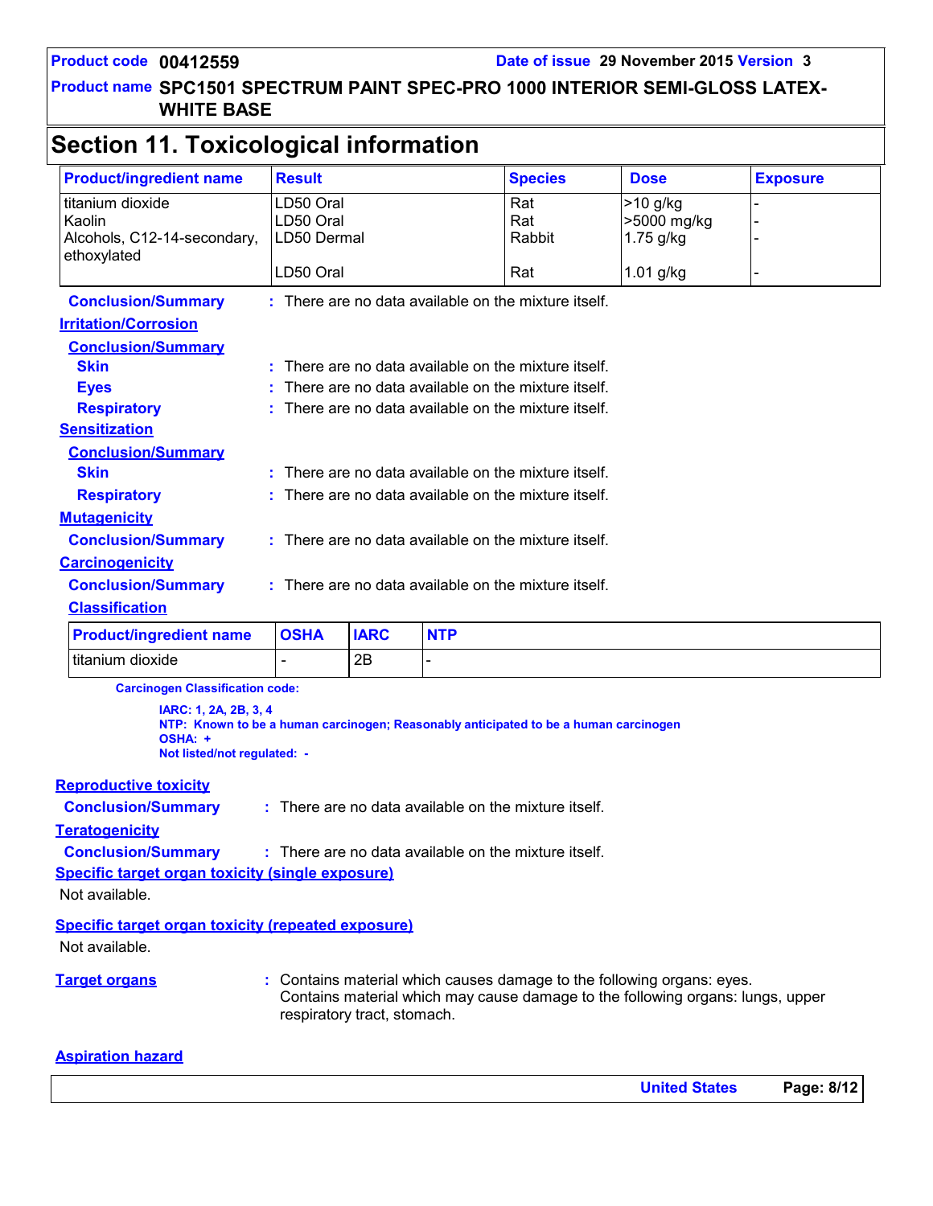## Section 11. Toxicological information

| Product/ingredient name | Result | Species | Dose | Exposure |
|---|---|---|---|---|
| titanium dioxide | LD50 Oral | Rat | >10 g/kg | - |
| Kaolin | LD50 Oral | Rat | >5000 mg/kg | - |
| Alcohols, C12-14-secondary, ethoxylated | LD50 Dermal | Rabbit | 1.75 g/kg | - |
| | LD50 Oral | Rat | 1.01 g/kg | - |

**Conclusion/Summary** : There are no data available on the mixture itself.

**Irritation/Corrosion**

**Conclusion/Summary**

**Skin** : There are no data available on the mixture itself.

**Eyes** : There are no data available on the mixture itself.

**Respiratory** : There are no data available on the mixture itself.

**Sensitization**

**Conclusion/Summary**

**Skin** : There are no data available on the mixture itself.

**Respiratory** : There are no data available on the mixture itself.

**Mutagenicity**

**Conclusion/Summary** : There are no data available on the mixture itself.

**Carcinogenicity**

**Conclusion/Summary** : There are no data available on the mixture itself.

**Classification**

| Product/ingredient name | OSHA | IARC | NTP |
|---|---|---|---|
| titanium dioxide | - | 2B | - |

**Carcinogen Classification code:**

**IARC: 1, 2A, 2B, 3, 4**
**NTP: Known to be a human carcinogen; Reasonably anticipated to be a human carcinogen**
**OSHA: +**
**Not listed/not regulated: -**

**Reproductive toxicity**

**Conclusion/Summary** : There are no data available on the mixture itself.

**Teratogenicity**

**Conclusion/Summary** : There are no data available on the mixture itself.

**Specific target organ toxicity (single exposure)**

Not available.

**Specific target organ toxicity (repeated exposure)**

Not available.

**Target organs** : Contains material which causes damage to the following organs: eyes.
Contains material which may cause damage to the following organs: lungs, upper respiratory tract, stomach.

**Aspiration hazard**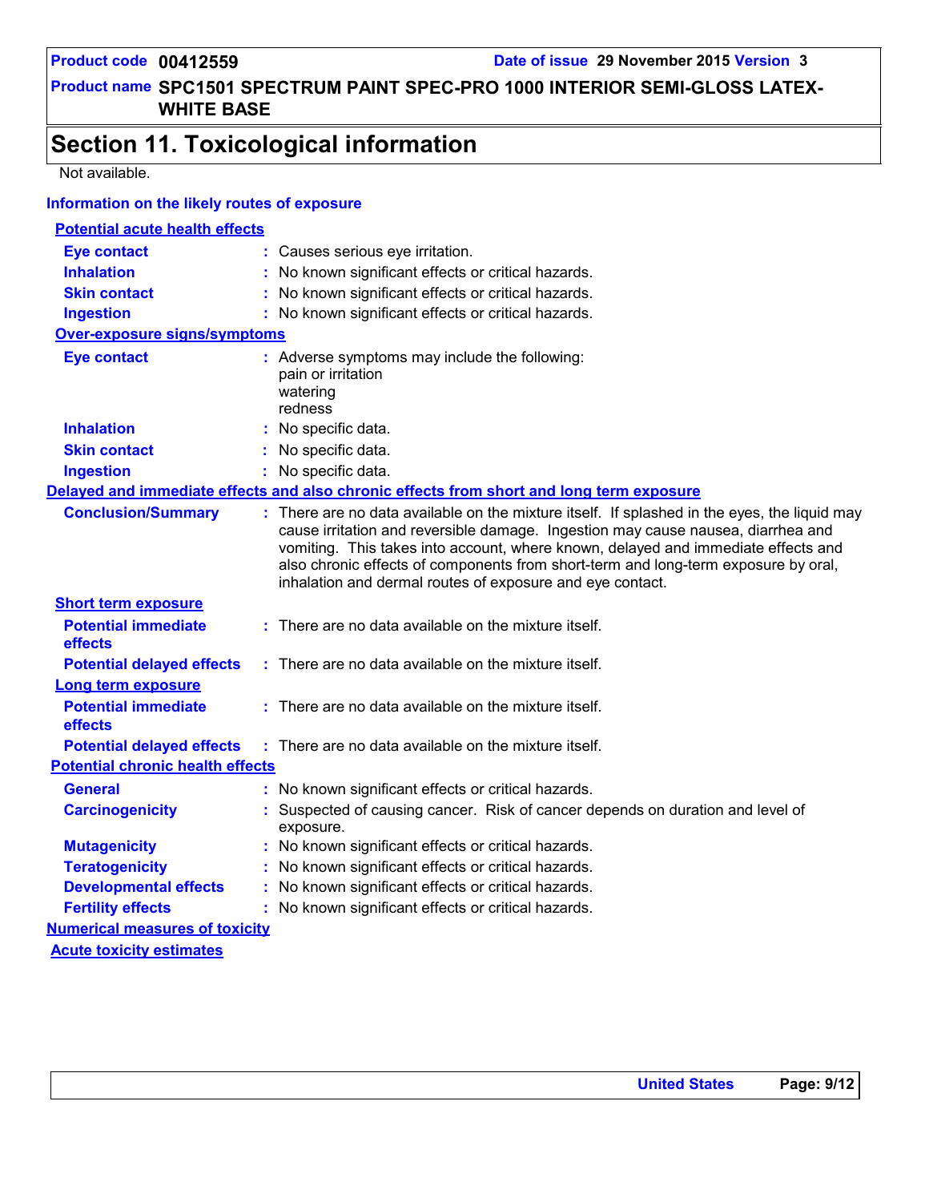# Section 11. Toxicological information

Not available.

### Information on the likely routes of exposure

#### Potential acute health effects

| | |
|---|---|
| **Eye contact** | Causes serious eye irritation. |
| **Inhalation** | No known significant effects or critical hazards. |
| **Skin contact** | No known significant effects or critical hazards. |
| **Ingestion** | No known significant effects or critical hazards. |

#### Over-exposure signs/symptoms

| | |
|---|---|
| **Eye contact** | Adverse symptoms may include the following: pain or irritation watering redness |
| **Inhalation** | No specific data. |
| **Skin contact** | No specific data. |
| **Ingestion** | No specific data. |

#### Delayed and immediate effects and also chronic effects from short and long term exposure

| | |
|---|---|
| **Conclusion/Summary** | There are no data available on the mixture itself. If splashed in the eyes, the liquid may cause irritation and reversible damage. Ingestion may cause nausea, diarrhea and vomiting. This takes into account, where known, delayed and immediate effects and also chronic effects of components from short-term and long-term exposure by oral, inhalation and dermal routes of exposure and eye contact. |

#### Short term exposure

| | |
|---|---|
| **Potential immediate effects** | There are no data available on the mixture itself. |
| **Potential delayed effects** | There are no data available on the mixture itself. |

#### Long term exposure

| | |
|---|---|
| **Potential immediate effects** | There are no data available on the mixture itself. |
| **Potential delayed effects** | There are no data available on the mixture itself. |

#### Potential chronic health effects

| | |
|---|---|
| **General** | No known significant effects or critical hazards. |
| **Carcinogenicity** | Suspected of causing cancer. Risk of cancer depends on duration and level of exposure. |
| **Mutagenicity** | No known significant effects or critical hazards. |
| **Teratogenicity** | No known significant effects or critical hazards. |
| **Developmental effects** | No known significant effects or critical hazards. |
| **Fertility effects** | No known significant effects or critical hazards. |

#### Numerical measures of toxicity

#### Acute toxicity estimates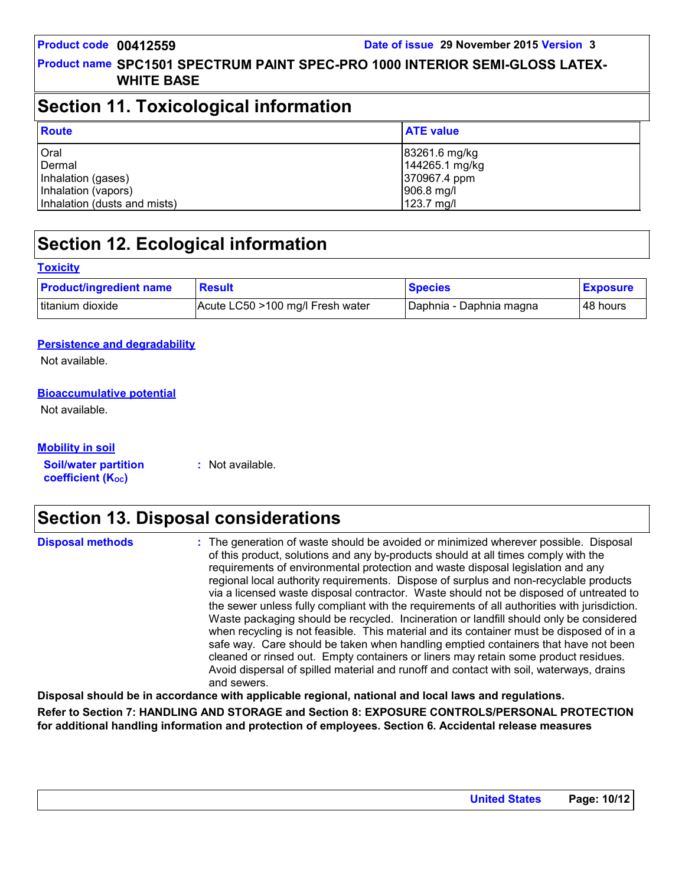## Section 11. Toxicological information

| Route | ATE value |
|---|---|
| Oral | 83261.6 mg/kg |
| Dermal | 144265.1 mg/kg |
| Inhalation (gases) | 370967.4 ppm |
| Inhalation (vapors) | 906.8 mg/l |
| Inhalation (dusts and mists) | 123.7 mg/l |

## Section 12. Ecological information

### Toxicity

| Product/ingredient name | Result | Species | Exposure |
|---|---|---|---|
| titanium dioxide | Acute LC50 >100 mg/l Fresh water | Daphnia - Daphnia magna | 48 hours |

### Persistence and degradability

Not available.

### Bioaccumulative potential

Not available.

### Mobility in soil

**Soil/water partition coefficient ($K_{OC}$)** : Not available.

## Section 13. Disposal considerations

**Disposal methods** : The generation of waste should be avoided or minimized wherever possible. Disposal of this product, solutions and any by-products should at all times comply with the requirements of environmental protection and waste disposal legislation and any regional local authority requirements. Dispose of surplus and non-recyclable products via a licensed waste disposal contractor. Waste should not be disposed of untreated to the sewer unless fully compliant with the requirements of all authorities with jurisdiction. Waste packaging should be recycled. Incineration or landfill should only be considered when recycling is not feasible. This material and its container must be disposed of in a safe way. Care should be taken when handling emptied containers that have not been cleaned or rinsed out. Empty containers or liners may retain some product residues. Avoid dispersal of spilled material and runoff and contact with soil, waterways, drains and sewers.

**Disposal should be in accordance with applicable regional, national and local laws and regulations.**

**Refer to Section 7: HANDLING AND STORAGE and Section 8: EXPOSURE CONTROLS/PERSONAL PROTECTION for additional handling information and protection of employees. Section 6. Accidental release measures**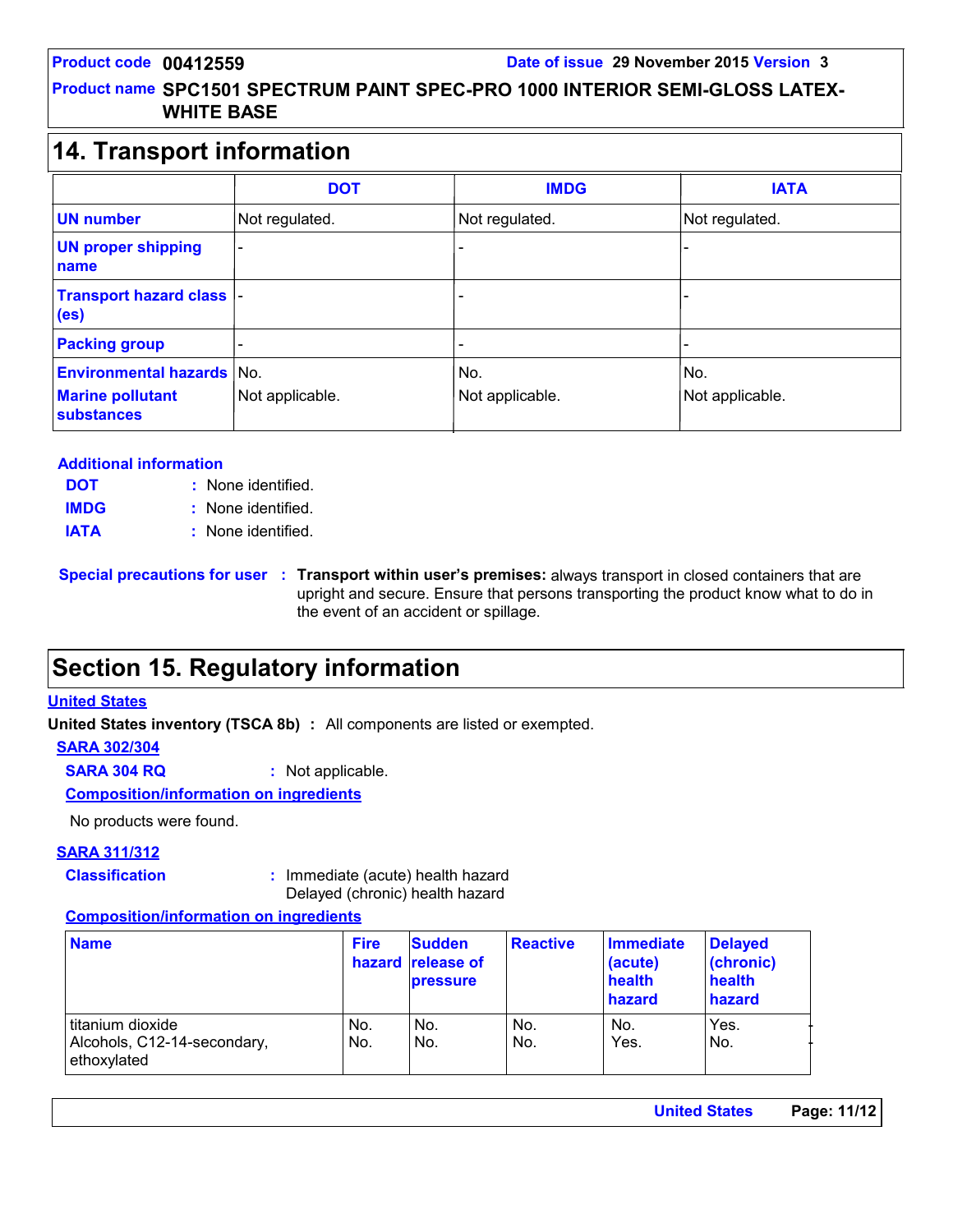## 14. Transport information

| | DOT | IMDG | IATA |
|---|---|---|---|
| UN number | Not regulated. | Not regulated. | Not regulated. |
| UN proper shipping name | - | - | - |
| Transport hazard class (es) | - | - | - |
| Packing group | - | - | - |
| Environmental hazards | No. | No. | No. |
| Marine pollutant substances | Not applicable. | Not applicable. | Not applicable. |

**Additional information**

**DOT** : None identified.

**IMDG** : None identified.

**IATA** : None identified.

**Special precautions for user** : **Transport within user's premises:** always transport in closed containers that are upright and secure. Ensure that persons transporting the product know what to do in the event of an accident or spillage.

## Section 15. Regulatory information

**United States**

**United States inventory (TSCA 8b)** : All components are listed or exempted.

**SARA 302/304**

**SARA 304 RQ** : Not applicable.

**Composition/information on ingredients**

No products were found.

**SARA 311/312**

**Classification** : Immediate (acute) health hazard
Delayed (chronic) health hazard

**Composition/information on ingredients**

| Name | Fire hazard | Sudden release of pressure | Reactive | Immediate (acute) health hazard | Delayed (chronic) health hazard |
|---|---|---|---|---|---|
| titanium dioxide | No. | No. | No. | No. | Yes. |
| Alcohols, C12-14-secondary, ethoxylated | No. | No. | No. | Yes. | No. |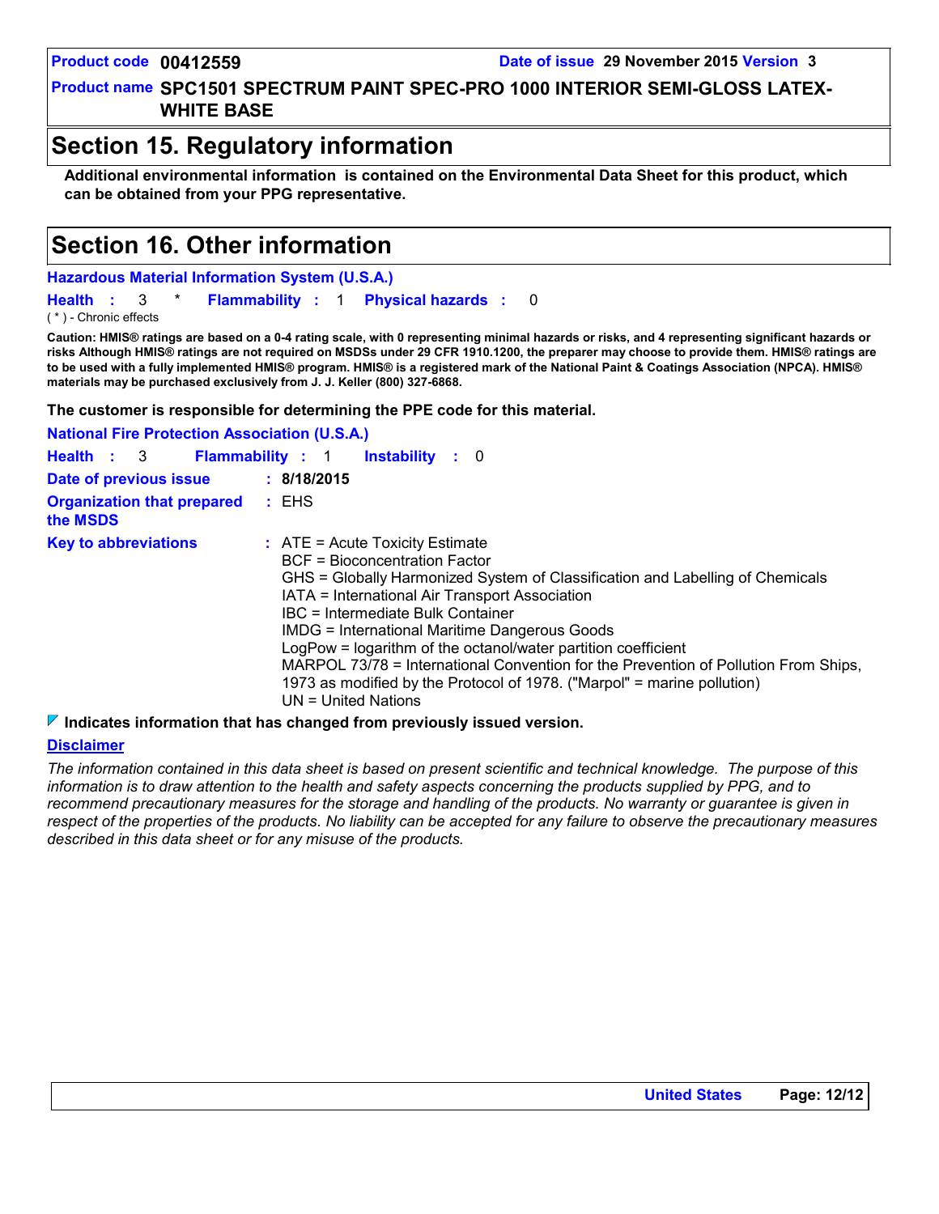## Section 15. Regulatory information

**Additional environmental information is contained on the Environmental Data Sheet for this product, which can be obtained from your PPG representative.**

## Section 16. Other information

**Hazardous Material Information System (U.S.A.)**

**Health :** 3 * **Flammability :** 1 **Physical hazards :** 0

( * ) - Chronic effects

**Caution: HMIS® ratings are based on a 0-4 rating scale, with 0 representing minimal hazards or risks, and 4 representing significant hazards or risks Although HMIS® ratings are not required on MSDSs under 29 CFR 1910.1200, the preparer may choose to provide them. HMIS® ratings are to be used with a fully implemented HMIS® program. HMIS® is a registered mark of the National Paint & Coatings Association (NPCA). HMIS® materials may be purchased exclusively from J. J. Keller (800) 327-6868.**

**The customer is responsible for determining the PPE code for this material.**

**National Fire Protection Association (U.S.A.)**

**Health :** 3 **Flammability :** 1 **Instability :** 0

**Date of previous issue :** **8/18/2015**

**Organization that prepared the MSDS :** EHS

**Key to abbreviations :**
ATE = Acute Toxicity Estimate
BCF = Bioconcentration Factor
GHS = Globally Harmonized System of Classification and Labelling of Chemicals
IATA = International Air Transport Association
IBC = Intermediate Bulk Container
IMDG = International Maritime Dangerous Goods
LogPow = logarithm of the octanol/water partition coefficient
MARPOL 73/78 = International Convention for the Prevention of Pollution From Ships, 1973 as modified by the Protocol of 1978. ("Marpol" = marine pollution)
UN = United Nations

**Indicates information that has changed from previously issued version.**

**Disclaimer**

*The information contained in this data sheet is based on present scientific and technical knowledge. The purpose of this information is to draw attention to the health and safety aspects concerning the products supplied by PPG, and to recommend precautionary measures for the storage and handling of the products. No warranty or guarantee is given in respect of the properties of the products. No liability can be accepted for any failure to observe the precautionary measures described in this data sheet or for any misuse of the products.*